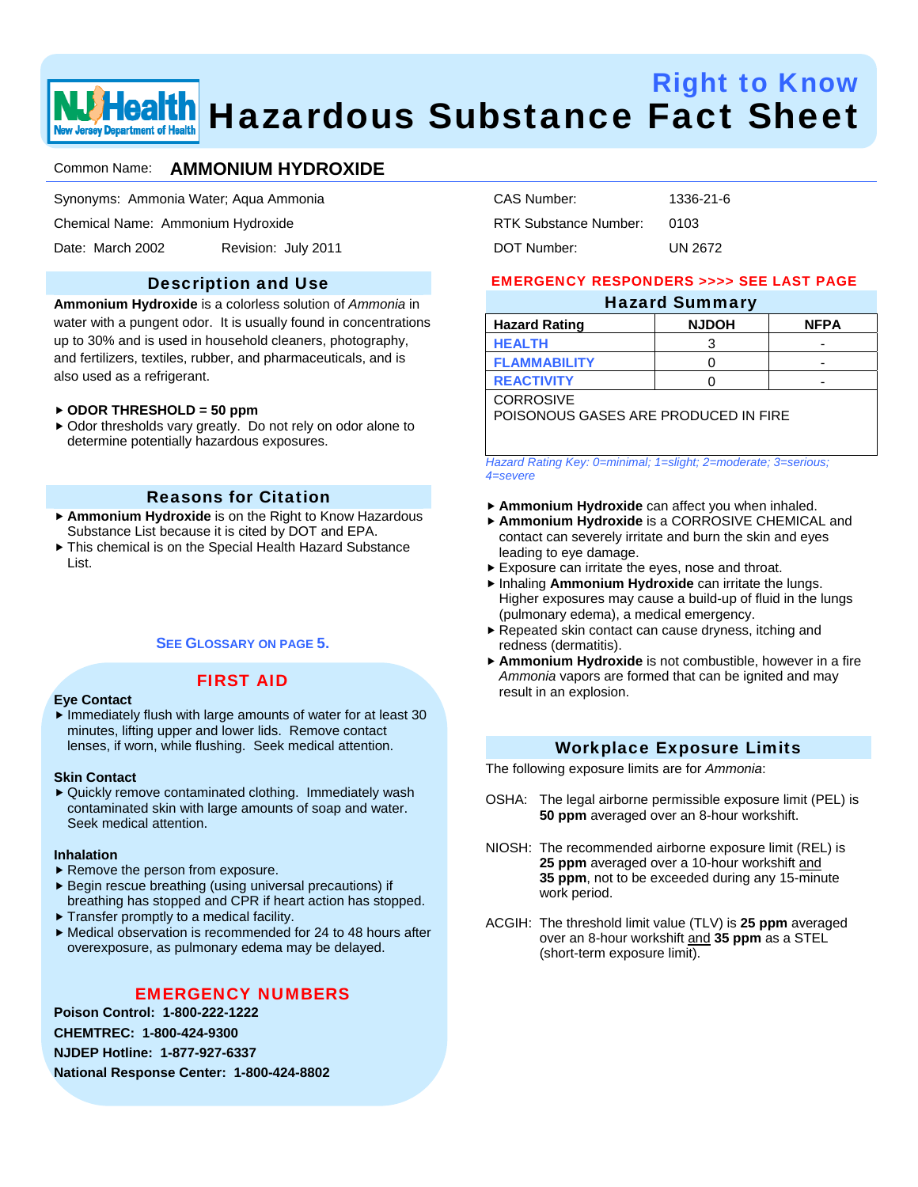# Right to Know Hazardous Substance Fact Sheet

Common Name: **AMMONIUM HYDROXIDE**

Synonyms: Ammonia Water; Aqua Ammonia

Chemical Name: Ammonium Hydroxide

Date: March 2002 Revision: July 2011

CAS Number: 1336-21-6

RTK Substance Number: 0103

DOT Number: UN 2672

## Description and Use

**Ammonium Hydroxide** is a colorless solution of *Ammonia* in water with a pungent odor. It is usually found in concentrations up to 30% and is used in household cleaners, photography, and fertilizers, textiles, rubber, and pharmaceuticals, and is also used as a refrigerant.

- **ODOR THRESHOLD = 50 ppm**
- Odor thresholds vary greatly. Do not rely on odor alone to determine potentially hazardous exposures.

## Reasons for Citation

- **Ammonium Hydroxide** is on the Right to Know Hazardous Substance List because it is cited by DOT and EPA.
- This chemical is on the Special Health Hazard Substance List.

**SEE GLOSSARY ON PAGE 5.**

## FIRST AID

**Eye Contact**

- Immediately flush with large amounts of water for at least 30 minutes, lifting upper and lower lids. Remove contact lenses, if worn, while flushing. Seek medical attention.

**Skin Contact**

- Quickly remove contaminated clothing. Immediately wash contaminated skin with large amounts of soap and water. Seek medical attention.

**Inhalation**

- Remove the person from exposure.
- Begin rescue breathing (using universal precautions) if breathing has stopped and CPR if heart action has stopped.
- Transfer promptly to a medical facility.
- Medical observation is recommended for 24 to 48 hours after overexposure, as pulmonary edema may be delayed.

## EMERGENCY NUMBERS

**Poison Control: 1-800-222-1222**

**CHEMTREC: 1-800-424-9300**

**NJDEP Hotline: 1-877-927-6337**

**National Response Center: 1-800-424-8802**

**EMERGENCY RESPONDERS >>>> SEE LAST PAGE**

## Hazard Summary

| Hazard Rating | NJDOH | NFPA |
|---|---|---|
| HEALTH | 3 | - |
| FLAMMABILITY | 0 | - |
| REACTIVITY | 0 | - |

CORROSIVE
POISONOUS GASES ARE PRODUCED IN FIRE

*Hazard Rating Key: 0=minimal; 1=slight; 2=moderate; 3=serious; 4=severe*

- **Ammonium Hydroxide** can affect you when inhaled.
- **Ammonium Hydroxide** is a CORROSIVE CHEMICAL and contact can severely irritate and burn the skin and eyes leading to eye damage.
- Exposure can irritate the eyes, nose and throat.
- Inhaling **Ammonium Hydroxide** can irritate the lungs. Higher exposures may cause a build-up of fluid in the lungs (pulmonary edema), a medical emergency.
- Repeated skin contact can cause dryness, itching and redness (dermatitis).
- **Ammonium Hydroxide** is not combustible, however in a fire *Ammonia* vapors are formed that can be ignited and may result in an explosion.

## Workplace Exposure Limits

The following exposure limits are for *Ammonia*:

OSHA: The legal airborne permissible exposure limit (PEL) is **50 ppm** averaged over an 8-hour workshift.

NIOSH: The recommended airborne exposure limit (REL) is **25 ppm** averaged over a 10-hour workshift and **35 ppm**, not to be exceeded during any 15-minute work period.

ACGIH: The threshold limit value (TLV) is **25 ppm** averaged over an 8-hour workshift and **35 ppm** as a STEL (short-term exposure limit).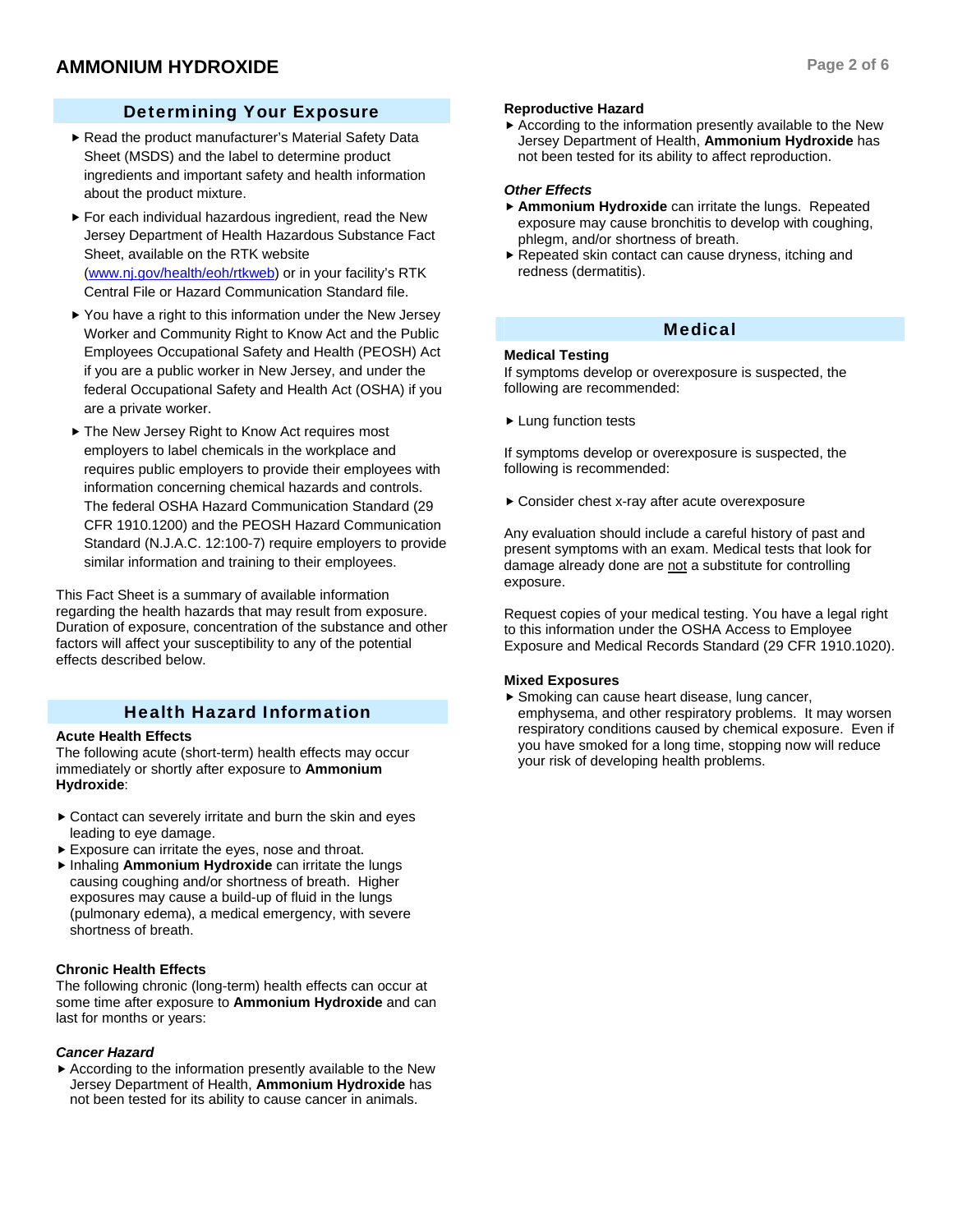## Determining Your Exposure

- Read the product manufacturer's Material Safety Data Sheet (MSDS) and the label to determine product ingredients and important safety and health information about the product mixture.
- For each individual hazardous ingredient, read the New Jersey Department of Health Hazardous Substance Fact Sheet, available on the RTK website (www.nj.gov/health/eoh/rtkweb) or in your facility's RTK Central File or Hazard Communication Standard file.
- You have a right to this information under the New Jersey Worker and Community Right to Know Act and the Public Employees Occupational Safety and Health (PEOSH) Act if you are a public worker in New Jersey, and under the federal Occupational Safety and Health Act (OSHA) if you are a private worker.
- The New Jersey Right to Know Act requires most employers to label chemicals in the workplace and requires public employers to provide their employees with information concerning chemical hazards and controls. The federal OSHA Hazard Communication Standard (29 CFR 1910.1200) and the PEOSH Hazard Communication Standard (N.J.A.C. 12:100-7) require employers to provide similar information and training to their employees.

This Fact Sheet is a summary of available information regarding the health hazards that may result from exposure. Duration of exposure, concentration of the substance and other factors will affect your susceptibility to any of the potential effects described below.

## Health Hazard Information

### Acute Health Effects

The following acute (short-term) health effects may occur immediately or shortly after exposure to **Ammonium Hydroxide**:

- Contact can severely irritate and burn the skin and eyes leading to eye damage.
- Exposure can irritate the eyes, nose and throat.
- Inhaling **Ammonium Hydroxide** can irritate the lungs causing coughing and/or shortness of breath. Higher exposures may cause a build-up of fluid in the lungs (pulmonary edema), a medical emergency, with severe shortness of breath.

### Chronic Health Effects

The following chronic (long-term) health effects can occur at some time after exposure to **Ammonium Hydroxide** and can last for months or years:

***Cancer Hazard***

- According to the information presently available to the New Jersey Department of Health, **Ammonium Hydroxide** has not been tested for its ability to cause cancer in animals.

### Reproductive Hazard

- According to the information presently available to the New Jersey Department of Health, **Ammonium Hydroxide** has not been tested for its ability to affect reproduction.

***Other Effects***

- **Ammonium Hydroxide** can irritate the lungs. Repeated exposure may cause bronchitis to develop with coughing, phlegm, and/or shortness of breath.
- Repeated skin contact can cause dryness, itching and redness (dermatitis).

## Medical

### Medical Testing

If symptoms develop or overexposure is suspected, the following are recommended:

- Lung function tests

If symptoms develop or overexposure is suspected, the following is recommended:

- Consider chest x-ray after acute overexposure

Any evaluation should include a careful history of past and present symptoms with an exam. Medical tests that look for damage already done are not a substitute for controlling exposure.

Request copies of your medical testing. You have a legal right to this information under the OSHA Access to Employee Exposure and Medical Records Standard (29 CFR 1910.1020).

### Mixed Exposures

- Smoking can cause heart disease, lung cancer, emphysema, and other respiratory problems. It may worsen respiratory conditions caused by chemical exposure. Even if you have smoked for a long time, stopping now will reduce your risk of developing health problems.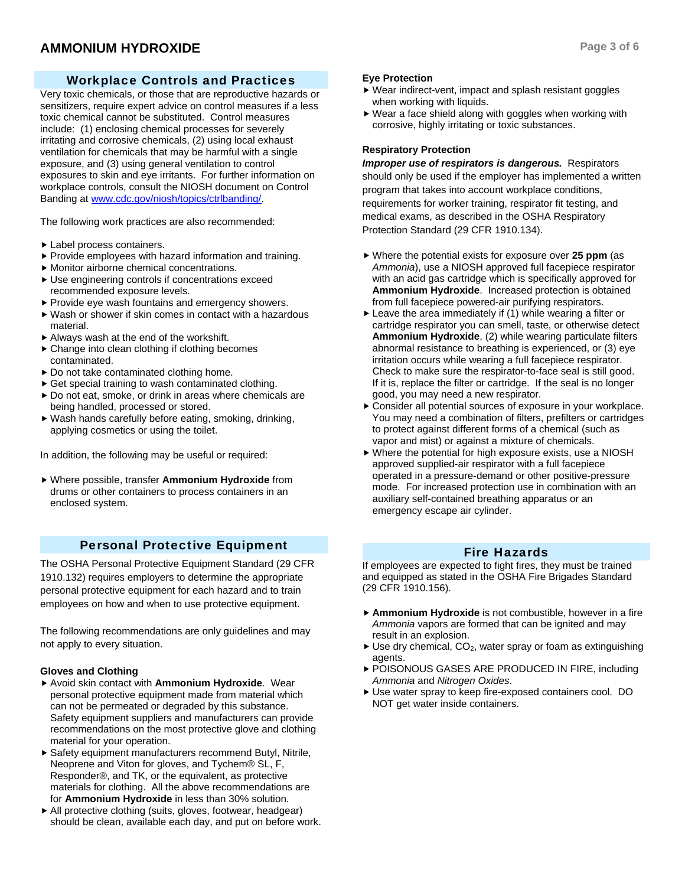## Workplace Controls and Practices

Very toxic chemicals, or those that are reproductive hazards or sensitizers, require expert advice on control measures if a less toxic chemical cannot be substituted. Control measures include: (1) enclosing chemical processes for severely irritating and corrosive chemicals, (2) using local exhaust ventilation for chemicals that may be harmful with a single exposure, and (3) using general ventilation to control exposures to skin and eye irritants. For further information on workplace controls, consult the NIOSH document on Control Banding at www.cdc.gov/niosh/topics/ctrlbanding/.

The following work practices are also recommended:

- Label process containers.
- Provide employees with hazard information and training.
- Monitor airborne chemical concentrations.
- Use engineering controls if concentrations exceed recommended exposure levels.
- Provide eye wash fountains and emergency showers.
- Wash or shower if skin comes in contact with a hazardous material.
- Always wash at the end of the workshift.
- Change into clean clothing if clothing becomes contaminated.
- Do not take contaminated clothing home.
- Get special training to wash contaminated clothing.
- Do not eat, smoke, or drink in areas where chemicals are being handled, processed or stored.
- Wash hands carefully before eating, smoking, drinking, applying cosmetics or using the toilet.

In addition, the following may be useful or required:

- Where possible, transfer **Ammonium Hydroxide** from drums or other containers to process containers in an enclosed system.

## Personal Protective Equipment

The OSHA Personal Protective Equipment Standard (29 CFR 1910.132) requires employers to determine the appropriate personal protective equipment for each hazard and to train employees on how and when to use protective equipment.

The following recommendations are only guidelines and may not apply to every situation.

### Gloves and Clothing

- Avoid skin contact with **Ammonium Hydroxide**. Wear personal protective equipment made from material which can not be permeated or degraded by this substance. Safety equipment suppliers and manufacturers can provide recommendations on the most protective glove and clothing material for your operation.
- Safety equipment manufacturers recommend Butyl, Nitrile, Neoprene and Viton for gloves, and Tychem® SL, F, Responder®, and TK, or the equivalent, as protective materials for clothing. All the above recommendations are for **Ammonium Hydroxide** in less than 30% solution.
- All protective clothing (suits, gloves, footwear, headgear) should be clean, available each day, and put on before work.

### Eye Protection

- Wear indirect-vent, impact and splash resistant goggles when working with liquids.
- Wear a face shield along with goggles when working with corrosive, highly irritating or toxic substances.

### Respiratory Protection

***Improper use of respirators is dangerous.*** Respirators should only be used if the employer has implemented a written program that takes into account workplace conditions, requirements for worker training, respirator fit testing, and medical exams, as described in the OSHA Respiratory Protection Standard (29 CFR 1910.134).

- Where the potential exists for exposure over **25 ppm** (as *Ammonia*), use a NIOSH approved full facepiece respirator with an acid gas cartridge which is specifically approved for **Ammonium Hydroxide**. Increased protection is obtained from full facepiece powered-air purifying respirators.
- Leave the area immediately if (1) while wearing a filter or cartridge respirator you can smell, taste, or otherwise detect **Ammonium Hydroxide**, (2) while wearing particulate filters abnormal resistance to breathing is experienced, or (3) eye irritation occurs while wearing a full facepiece respirator. Check to make sure the respirator-to-face seal is still good. If it is, replace the filter or cartridge. If the seal is no longer good, you may need a new respirator.
- Consider all potential sources of exposure in your workplace. You may need a combination of filters, prefilters or cartridges to protect against different forms of a chemical (such as vapor and mist) or against a mixture of chemicals.
- Where the potential for high exposure exists, use a NIOSH approved supplied-air respirator with a full facepiece operated in a pressure-demand or other positive-pressure mode. For increased protection use in combination with an auxiliary self-contained breathing apparatus or an emergency escape air cylinder.

## Fire Hazards

If employees are expected to fight fires, they must be trained and equipped as stated in the OSHA Fire Brigades Standard (29 CFR 1910.156).

- **Ammonium Hydroxide** is not combustible, however in a fire *Ammonia* vapors are formed that can be ignited and may result in an explosion.
- Use dry chemical, $CO_2$, water spray or foam as extinguishing agents.
- POISONOUS GASES ARE PRODUCED IN FIRE, including *Ammonia* and *Nitrogen Oxides*.
- Use water spray to keep fire-exposed containers cool. DO NOT get water inside containers.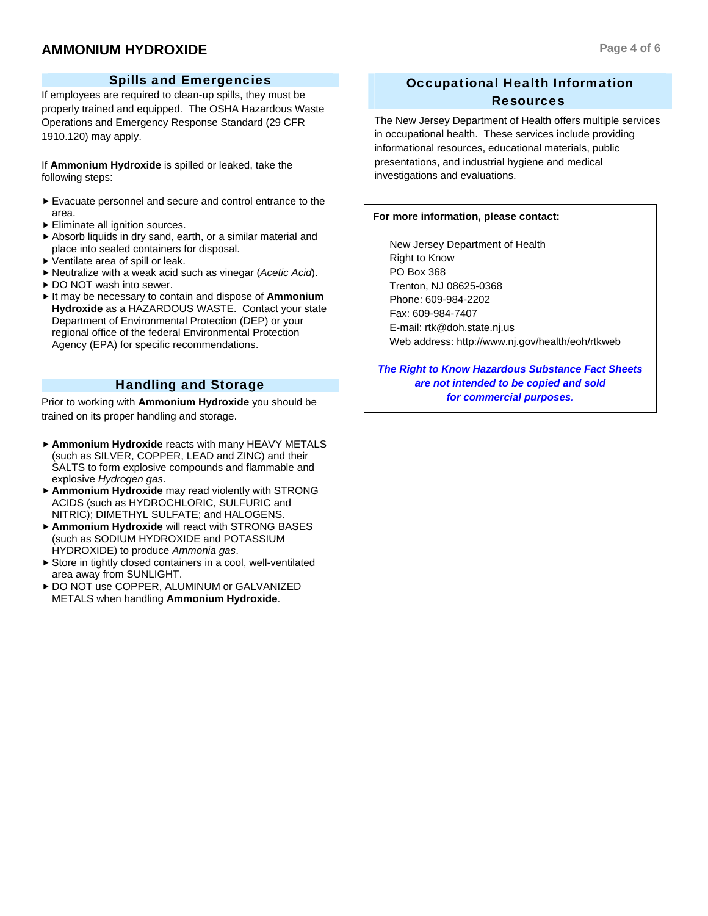## Spills and Emergencies

If employees are required to clean-up spills, they must be properly trained and equipped. The OSHA Hazardous Waste Operations and Emergency Response Standard (29 CFR 1910.120) may apply.

If **Ammonium Hydroxide** is spilled or leaked, take the following steps:

- Evacuate personnel and secure and control entrance to the area.
- Eliminate all ignition sources.
- Absorb liquids in dry sand, earth, or a similar material and place into sealed containers for disposal.
- Ventilate area of spill or leak.
- Neutralize with a weak acid such as vinegar (*Acetic Acid*).
- DO NOT wash into sewer.
- It may be necessary to contain and dispose of **Ammonium Hydroxide** as a HAZARDOUS WASTE. Contact your state Department of Environmental Protection (DEP) or your regional office of the federal Environmental Protection Agency (EPA) for specific recommendations.

## Handling and Storage

Prior to working with **Ammonium Hydroxide** you should be trained on its proper handling and storage.

- **Ammonium Hydroxide** reacts with many HEAVY METALS (such as SILVER, COPPER, LEAD and ZINC) and their SALTS to form explosive compounds and flammable and explosive *Hydrogen gas*.
- **Ammonium Hydroxide** may read violently with STRONG ACIDS (such as HYDROCHLORIC, SULFURIC and NITRIC); DIMETHYL SULFATE; and HALOGENS.
- **Ammonium Hydroxide** will react with STRONG BASES (such as SODIUM HYDROXIDE and POTASSIUM HYDROXIDE) to produce *Ammonia gas*.
- Store in tightly closed containers in a cool, well-ventilated area away from SUNLIGHT.
- DO NOT use COPPER, ALUMINUM or GALVANIZED METALS when handling **Ammonium Hydroxide**.

## Occupational Health Information Resources

The New Jersey Department of Health offers multiple services in occupational health. These services include providing informational resources, educational materials, public presentations, and industrial hygiene and medical investigations and evaluations.

**For more information, please contact:**

New Jersey Department of Health
Right to Know
PO Box 368
Trenton, NJ 08625-0368
Phone: 609-984-2202
Fax: 609-984-7407
E-mail: rtk@doh.state.nj.us
Web address: http://www.nj.gov/health/eoh/rtkweb

***The Right to Know Hazardous Substance Fact Sheets are not intended to be copied and sold for commercial purposes.***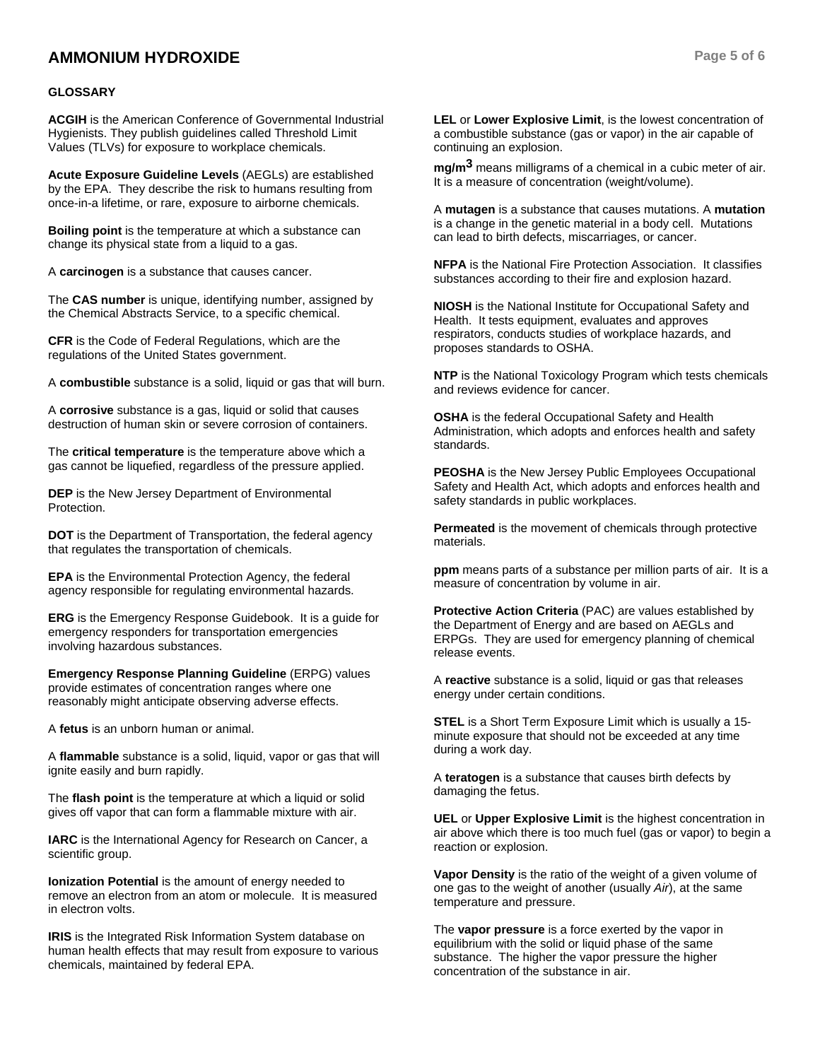# AMMONIUM HYDROXIDE

## GLOSSARY

**ACGIH** is the American Conference of Governmental Industrial Hygienists. They publish guidelines called Threshold Limit Values (TLVs) for exposure to workplace chemicals.

**Acute Exposure Guideline Levels** (AEGLs) are established by the EPA. They describe the risk to humans resulting from once-in-a lifetime, or rare, exposure to airborne chemicals.

**Boiling point** is the temperature at which a substance can change its physical state from a liquid to a gas.

A **carcinogen** is a substance that causes cancer.

The **CAS number** is unique, identifying number, assigned by the Chemical Abstracts Service, to a specific chemical.

**CFR** is the Code of Federal Regulations, which are the regulations of the United States government.

A **combustible** substance is a solid, liquid or gas that will burn.

A **corrosive** substance is a gas, liquid or solid that causes destruction of human skin or severe corrosion of containers.

The **critical temperature** is the temperature above which a gas cannot be liquefied, regardless of the pressure applied.

**DEP** is the New Jersey Department of Environmental Protection.

**DOT** is the Department of Transportation, the federal agency that regulates the transportation of chemicals.

**EPA** is the Environmental Protection Agency, the federal agency responsible for regulating environmental hazards.

**ERG** is the Emergency Response Guidebook. It is a guide for emergency responders for transportation emergencies involving hazardous substances.

**Emergency Response Planning Guideline** (ERPG) values provide estimates of concentration ranges where one reasonably might anticipate observing adverse effects.

A **fetus** is an unborn human or animal.

A **flammable** substance is a solid, liquid, vapor or gas that will ignite easily and burn rapidly.

The **flash point** is the temperature at which a liquid or solid gives off vapor that can form a flammable mixture with air.

**IARC** is the International Agency for Research on Cancer, a scientific group.

**Ionization Potential** is the amount of energy needed to remove an electron from an atom or molecule. It is measured in electron volts.

**IRIS** is the Integrated Risk Information System database on human health effects that may result from exposure to various chemicals, maintained by federal EPA.

**LEL** or **Lower Explosive Limit**, is the lowest concentration of a combustible substance (gas or vapor) in the air capable of continuing an explosion.

**$mg/m^3$** means milligrams of a chemical in a cubic meter of air. It is a measure of concentration (weight/volume).

A **mutagen** is a substance that causes mutations. A **mutation** is a change in the genetic material in a body cell. Mutations can lead to birth defects, miscarriages, or cancer.

**NFPA** is the National Fire Protection Association. It classifies substances according to their fire and explosion hazard.

**NIOSH** is the National Institute for Occupational Safety and Health. It tests equipment, evaluates and approves respirators, conducts studies of workplace hazards, and proposes standards to OSHA.

**NTP** is the National Toxicology Program which tests chemicals and reviews evidence for cancer.

**OSHA** is the federal Occupational Safety and Health Administration, which adopts and enforces health and safety standards.

**PEOSHA** is the New Jersey Public Employees Occupational Safety and Health Act, which adopts and enforces health and safety standards in public workplaces.

**Permeated** is the movement of chemicals through protective materials.

**ppm** means parts of a substance per million parts of air. It is a measure of concentration by volume in air.

**Protective Action Criteria** (PAC) are values established by the Department of Energy and are based on AEGLs and ERPGs. They are used for emergency planning of chemical release events.

A **reactive** substance is a solid, liquid or gas that releases energy under certain conditions.

**STEL** is a Short Term Exposure Limit which is usually a 15-minute exposure that should not be exceeded at any time during a work day.

A **teratogen** is a substance that causes birth defects by damaging the fetus.

**UEL** or **Upper Explosive Limit** is the highest concentration in air above which there is too much fuel (gas or vapor) to begin a reaction or explosion.

**Vapor Density** is the ratio of the weight of a given volume of one gas to the weight of another (usually *Air*), at the same temperature and pressure.

The **vapor pressure** is a force exerted by the vapor in equilibrium with the solid or liquid phase of the same substance. The higher the vapor pressure the higher concentration of the substance in air.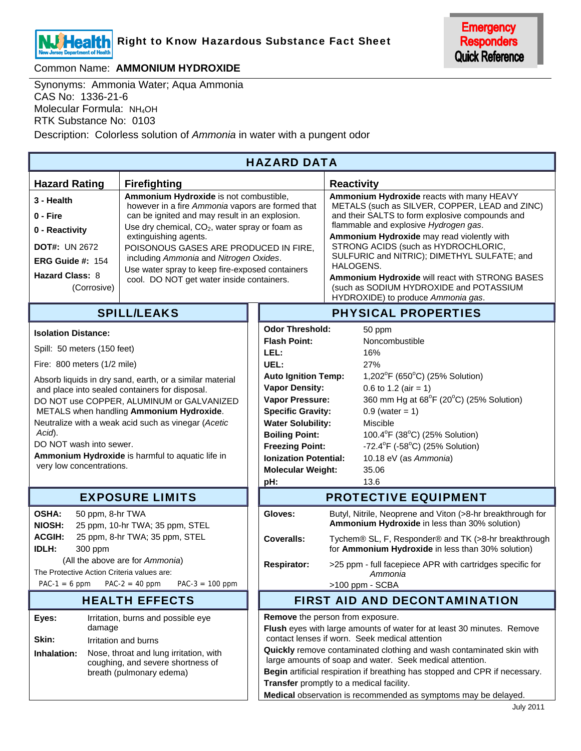**NJ Health** Right to Know Hazardous Substance Fact Sheet

**Emergency Responders Quick Reference**

Common Name: **AMMONIUM HYDROXIDE**

Synonyms: Ammonia Water; Aqua Ammonia
CAS No: 1336-21-6
Molecular Formula: $NH_4OH$
RTK Substance No: 0103
Description: Colorless solution of *Ammonia* in water with a pungent odor

## HAZARD DATA

| Hazard Rating | Firefighting | Reactivity |
|---|---|---|
| **3 - Health**<br>**0 - Fire**<br>**0 - Reactivity**<br>**DOT#:** UN 2672<br>**ERG Guide #:** 154<br>**Hazard Class:** 8 (Corrosive) | **Ammonium Hydroxide** is not combustible, however in a fire *Ammonia* vapors are formed that can be ignited and may result in an explosion.<br>Use dry chemical, $CO_2$, water spray or foam as extinguishing agents.<br>POISONOUS GASES ARE PRODUCED IN FIRE, including *Ammonia* and *Nitrogen Oxides*.<br>Use water spray to keep fire-exposed containers cool. DO NOT get water inside containers. | **Ammonium Hydroxide** reacts with many HEAVY METALS (such as SILVER, COPPER, LEAD and ZINC) and their SALTS to form explosive compounds and flammable and explosive *Hydrogen gas*.<br>**Ammonium Hydroxide** may read violently with STRONG ACIDS (such as HYDROCHLORIC, SULFURIC and NITRIC); DIMETHYL SULFATE; and HALOGENS.<br>**Ammonium Hydroxide** will react with STRONG BASES (such as SODIUM HYDROXIDE and POTASSIUM HYDROXIDE) to produce *Ammonia gas*. |

## SPILL/LEAKS

**Isolation Distance:**

Spill: 50 meters (150 feet)

Fire: 800 meters (1/2 mile)

Absorb liquids in dry sand, earth, or a similar material and place into sealed containers for disposal.

DO NOT use COPPER, ALUMINUM or GALVANIZED METALS when handling **Ammonium Hydroxide**.

Neutralize with a weak acid such as vinegar (*Acetic Acid*).

DO NOT wash into sewer.

**Ammonium Hydroxide** is harmful to aquatic life in very low concentrations.

## PHYSICAL PROPERTIES

| | |
|---|---|
| **Odor Threshold:** | 50 ppm |
| **Flash Point:** | Noncombustible |
| **LEL:** | 16% |
| **UEL:** | 27% |
| **Auto Ignition Temp:** | 1,202°F (650°C) (25% Solution) |
| **Vapor Density:** | 0.6 to 1.2 (air = 1) |
| **Vapor Pressure:** | 360 mm Hg at 68°F (20°C) (25% Solution) |
| **Specific Gravity:** | 0.9 (water = 1) |
| **Water Solubility:** | Miscible |
| **Boiling Point:** | 100.4°F (38°C) (25% Solution) |
| **Freezing Point:** | -72.4°F (-58°C) (25% Solution) |
| **Ionization Potential:** | 10.18 eV (as *Ammonia*) |
| **Molecular Weight:** | 35.06 |
| **pH:** | 13.6 |

## EXPOSURE LIMITS

| | |
|---|---|
| **OSHA:** | 50 ppm, 8-hr TWA |
| **NIOSH:** | 25 ppm, 10-hr TWA; 35 ppm, STEL |
| **ACGIH:** | 25 ppm, 8-hr TWA; 35 ppm, STEL |
| **IDLH:** | 300 ppm |

(All the above are for *Ammonia*)

The Protective Action Criteria values are:

PAC-1 = 6 ppm    PAC-2 = 40 ppm    PAC-3 = 100 ppm

## PROTECTIVE EQUIPMENT

| | |
|---|---|
| **Gloves:** | Butyl, Nitrile, Neoprene and Viton (>8-hr breakthrough for **Ammonium Hydroxide** in less than 30% solution) |
| **Coveralls:** | Tychem® SL, F, Responder® and TK (>8-hr breakthrough for **Ammonium Hydroxide** in less than 30% solution) |
| **Respirator:** | >25 ppm - full facepiece APR with cartridges specific for *Ammonia*<br>>100 ppm - SCBA |

## HEALTH EFFECTS

| | |
|---|---|
| **Eyes:** | Irritation, burns and possible eye damage |
| **Skin:** | Irritation and burns |
| **Inhalation:** | Nose, throat and lung irritation, with coughing, and severe shortness of breath (pulmonary edema) |

## FIRST AID AND DECONTAMINATION

**Remove** the person from exposure.

**Flush** eyes with large amounts of water for at least 30 minutes. Remove contact lenses if worn. Seek medical attention

**Quickly** remove contaminated clothing and wash contaminated skin with large amounts of soap and water. Seek medical attention.

**Begin** artificial respiration if breathing has stopped and CPR if necessary.

**Transfer** promptly to a medical facility.

**Medical** observation is recommended as symptoms may be delayed.

July 2011